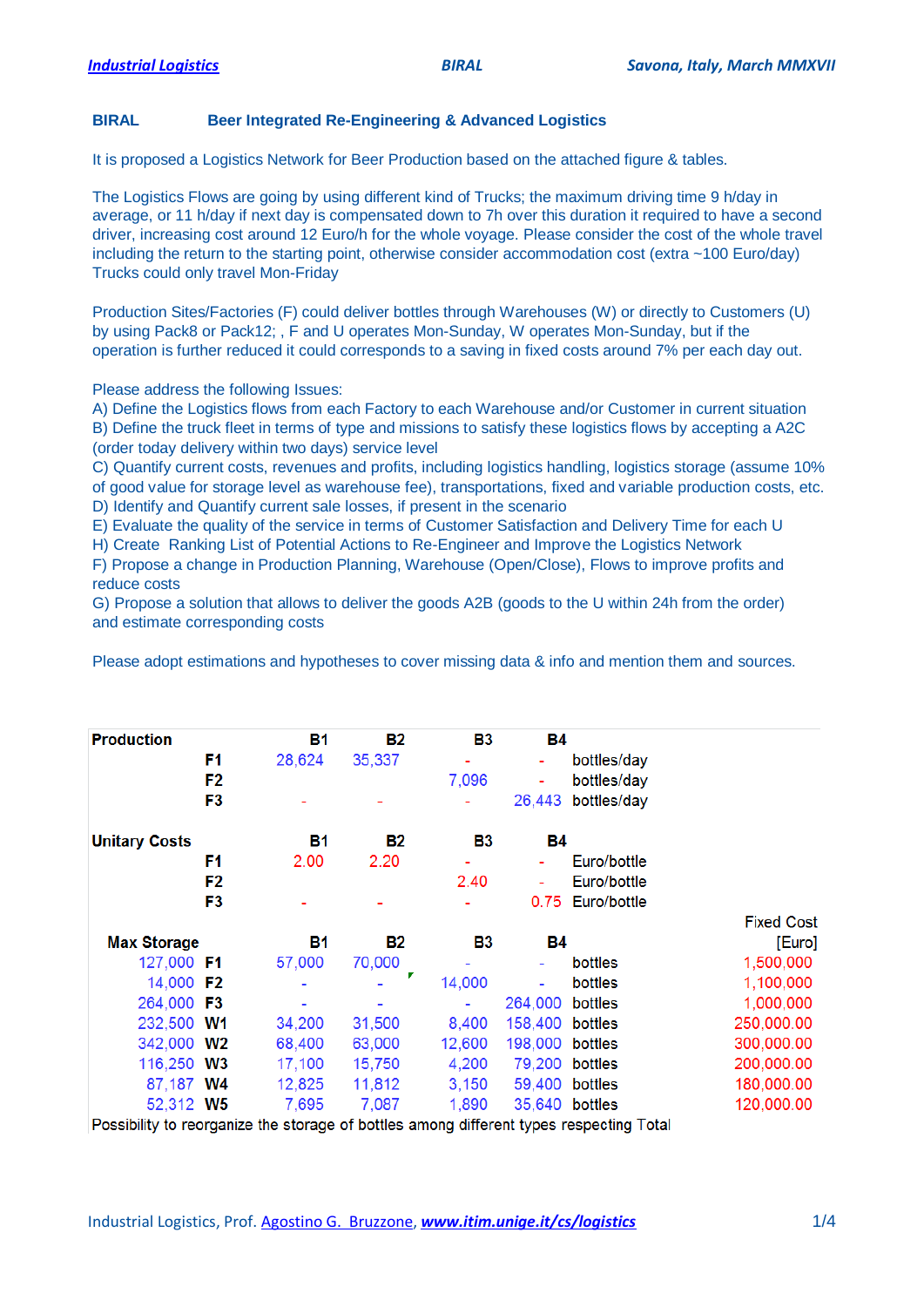**BIRAL** **Beer Integrated Re-Engineering & Advanced Logistics**

It is proposed a Logistics Network for Beer Production based on the attached figure & tables.

The Logistics Flows are going by using different kind of Trucks; the maximum driving time 9 h/day in average, or 11 h/day if next day is compensated down to 7h over this duration it required to have a second driver, increasing cost around 12 Euro/h for the whole voyage. Please consider the cost of the whole travel including the return to the starting point, otherwise consider accommodation cost (extra ~100 Euro/day) Trucks could only travel Mon-Friday

Production Sites/Factories (F) could deliver bottles through Warehouses (W) or directly to Customers (U) by using Pack8 or Pack12; , F and U operates Mon-Sunday, W operates Mon-Sunday, but if the operation is further reduced it could corresponds to a saving in fixed costs around 7% per each day out.

Please address the following Issues:
A) Define the Logistics flows from each Factory to each Warehouse and/or Customer in current situation
B) Define the truck fleet in terms of type and missions to satisfy these logistics flows by accepting a A2C (order today delivery within two days) service level
C) Quantify current costs, revenues and profits, including logistics handling, logistics storage (assume 10% of good value for storage level as warehouse fee), transportations, fixed and variable production costs, etc.
D) Identify and Quantify current sale losses, if present in the scenario
E) Evaluate the quality of the service in terms of Customer Satisfaction and Delivery Time for each U
H) Create Ranking List of Potential Actions to Re-Engineer and Improve the Logistics Network
F) Propose a change in Production Planning, Warehouse (Open/Close), Flows to improve profits and reduce costs
G) Propose a solution that allows to deliver the goods A2B (goods to the U within 24h from the order) and estimate corresponding costs

Please adopt estimations and hypotheses to cover missing data & info and mention them and sources.

| Production | | B1 | B2 | B3 | B4 | |
|---|---|---|---|---|---|---|
| | F1 | 28,624 | 35,337 | - | - | bottles/day |
| | F2 | | | 7,096 | - | bottles/day |
| | F3 | - | - | - | 26,443 | bottles/day |

| Unitary Costs | | B1 | B2 | B3 | B4 | |
|---|---|---|---|---|---|---|
| | F1 | 2.00 | 2.20 | - | - | Euro/bottle |
| | F2 | | | 2.40 | - | Euro/bottle |
| | F3 | - | - | - | 0.75 | Euro/bottle |

| Max Storage | | B1 | B2 | B3 | B4 | | Fixed Cost [Euro] |
|---|---|---|---|---|---|---|---|
| 127,000 | F1 | 57,000 | 70,000 | - | - | bottles | 1,500,000 |
| 14,000 | F2 | - | - | 14,000 | - | bottles | 1,100,000 |
| 264,000 | F3 | - | - | - | 264,000 | bottles | 1,000,000 |
| 232,500 | W1 | 34,200 | 31,500 | 8,400 | 158,400 | bottles | 250,000.00 |
| 342,000 | W2 | 68,400 | 63,000 | 12,600 | 198,000 | bottles | 300,000.00 |
| 116,250 | W3 | 17,100 | 15,750 | 4,200 | 79,200 | bottles | 200,000.00 |
| 87,187 | W4 | 12,825 | 11,812 | 3,150 | 59,400 | bottles | 180,000.00 |
| 52,312 | W5 | 7,695 | 7,087 | 1,890 | 35,640 | bottles | 120,000.00 |

Possibility to reorganize the storage of bottles among different types respecting Total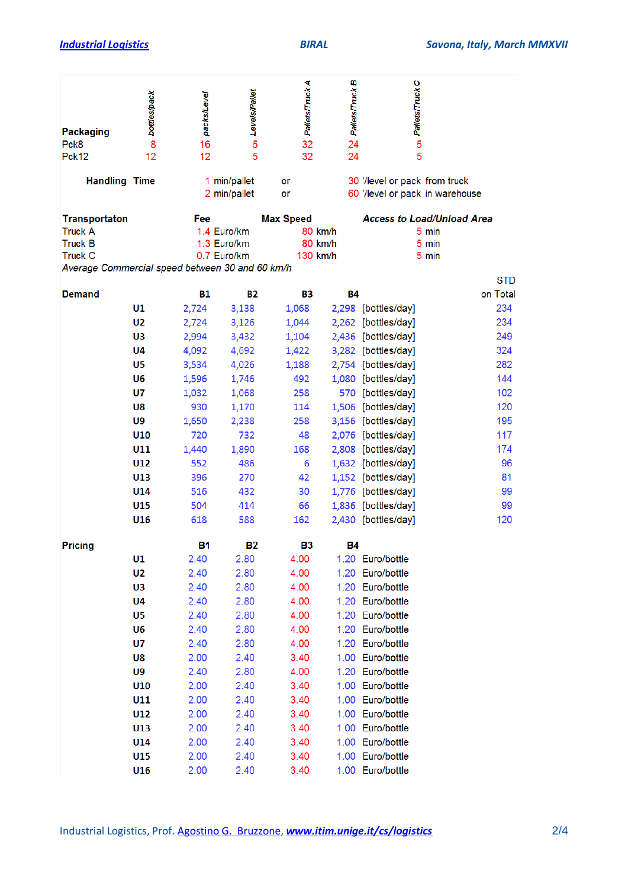| Packaging | bottles/pack | packs/Level | Levels/Pallet | Pallets/Truck A | Pallets/Truck B | Pallets/Truck C |
|---|---|---|---|---|---|---|
| Pck8 | 8 | 16 | 5 | 32 | 24 | 5 |
| Pck12 | 12 | 12 | 5 | 32 | 24 | 5 |

| Handling Time | | | |
|---|---|---|---|
| 1 min/pallet | or | 30 '/level or pack | from truck |
| 2 min/pallet | or | 60 '/level or pack | in warehouse |

| Transportaton | Fee | Max Speed | Access to Load/Unload Area |
|---|---|---|---|
| Truck A | 1.4 Euro/km | 80 km/h | 5 min |
| Truck B | 1.3 Euro/km | 80 km/h | 5 min |
| Truck C | 0.7 Euro/km | 130 km/h | 5 min |

*Average Commercial speed between 30 and 60 km/h*

| Demand | B1 | B2 | B3 | B4 | | STD on Total |
|---|---|---|---|---|---|---|
| U1 | 2,724 | 3,138 | 1,068 | 2,298 | [bottles/day] | 234 |
| U2 | 2,724 | 3,126 | 1,044 | 2,262 | [bottles/day] | 234 |
| U3 | 2,994 | 3,432 | 1,104 | 2,436 | [bottles/day] | 249 |
| U4 | 4,092 | 4,692 | 1,422 | 3,282 | [bottles/day] | 324 |
| U5 | 3,534 | 4,026 | 1,188 | 2,754 | [bottles/day] | 282 |
| U6 | 1,596 | 1,746 | 492 | 1,080 | [bottles/day] | 144 |
| U7 | 1,032 | 1,068 | 258 | 570 | [bottles/day] | 102 |
| U8 | 930 | 1,170 | 114 | 1,506 | [bottles/day] | 120 |
| U9 | 1,650 | 2,238 | 258 | 3,156 | [bottles/day] | 195 |
| U10 | 720 | 732 | 48 | 2,076 | [bottles/day] | 117 |
| U11 | 1,440 | 1,890 | 168 | 2,808 | [bottles/day] | 174 |
| U12 | 552 | 486 | 6 | 1,632 | [bottles/day] | 96 |
| U13 | 396 | 270 | 42 | 1,152 | [bottles/day] | 81 |
| U14 | 516 | 432 | 30 | 1,776 | [bottles/day] | 99 |
| U15 | 504 | 414 | 66 | 1,836 | [bottles/day] | 99 |
| U16 | 618 | 588 | 162 | 2,430 | [bottles/day] | 120 |

| Pricing | B1 | B2 | B3 | B4 | |
|---|---|---|---|---|---|
| U1 | 2.40 | 2.80 | 4.00 | 1.20 | Euro/bottle |
| U2 | 2.40 | 2.80 | 4.00 | 1.20 | Euro/bottle |
| U3 | 2.40 | 2.80 | 4.00 | 1.20 | Euro/bottle |
| U4 | 2.40 | 2.80 | 4.00 | 1.20 | Euro/bottle |
| U5 | 2.40 | 2.80 | 4.00 | 1.20 | Euro/bottle |
| U6 | 2.40 | 2.80 | 4.00 | 1.20 | Euro/bottle |
| U7 | 2.40 | 2.80 | 4.00 | 1.20 | Euro/bottle |
| U8 | 2.00 | 2.40 | 3.40 | 1.00 | Euro/bottle |
| U9 | 2.40 | 2.80 | 4.00 | 1.20 | Euro/bottle |
| U10 | 2.00 | 2.40 | 3.40 | 1.00 | Euro/bottle |
| U11 | 2.00 | 2.40 | 3.40 | 1.00 | Euro/bottle |
| U12 | 2.00 | 2.40 | 3.40 | 1.00 | Euro/bottle |
| U13 | 2.00 | 2.40 | 3.40 | 1.00 | Euro/bottle |
| U14 | 2.00 | 2.40 | 3.40 | 1.00 | Euro/bottle |
| U15 | 2.00 | 2.40 | 3.40 | 1.00 | Euro/bottle |
| U16 | 2.00 | 2.40 | 3.40 | 1.00 | Euro/bottle |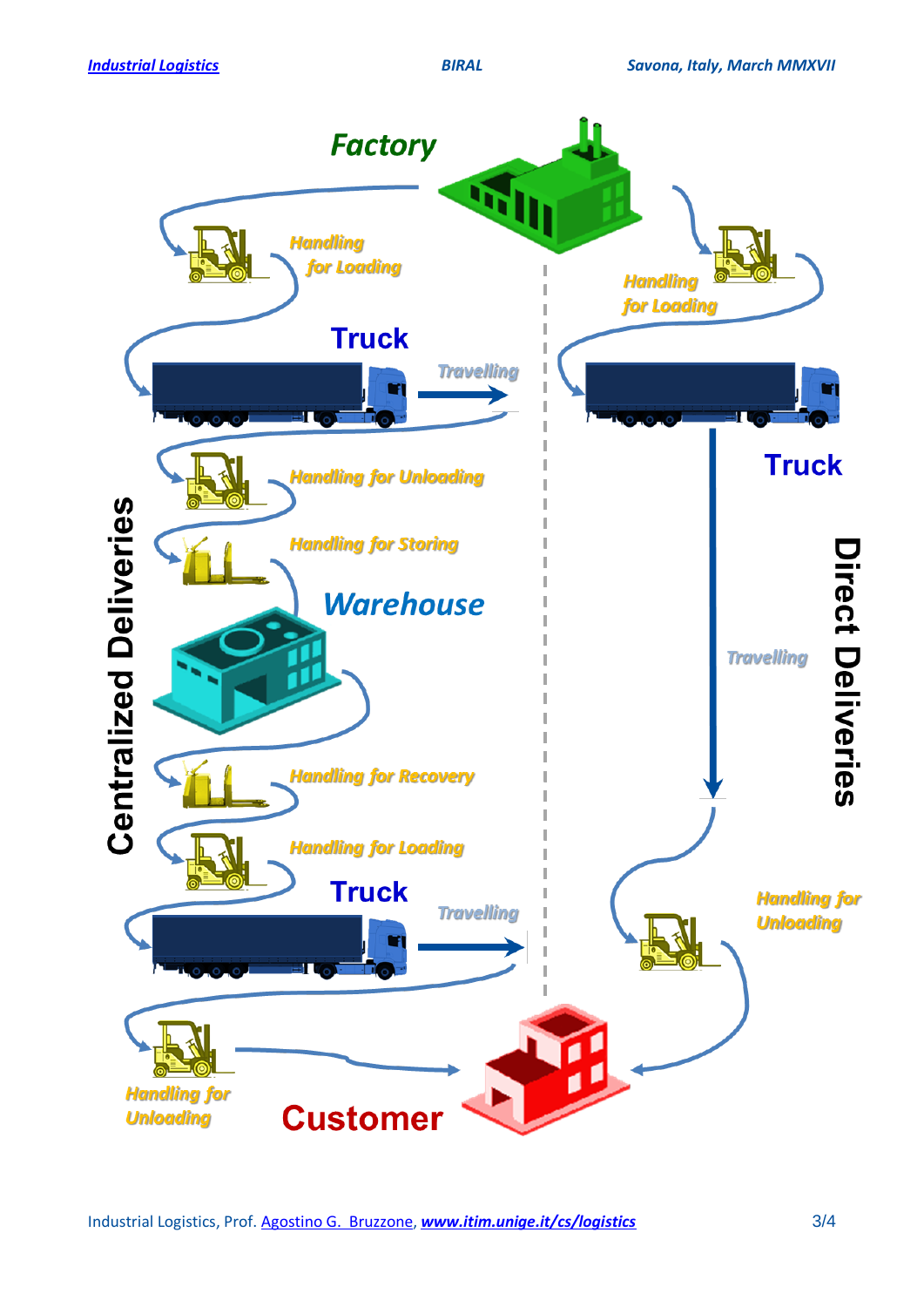Factory

Centralized Deliveries

Handling for Loading

Truck

Travelling

Handling for Unloading

Handling for Storing

Warehouse

Handling for Recovery

Handling for Loading

Truck

Travelling

Handling for Unloading

Customer

Direct Deliveries

Handling for Loading

Truck

Travelling

Handling for Unloading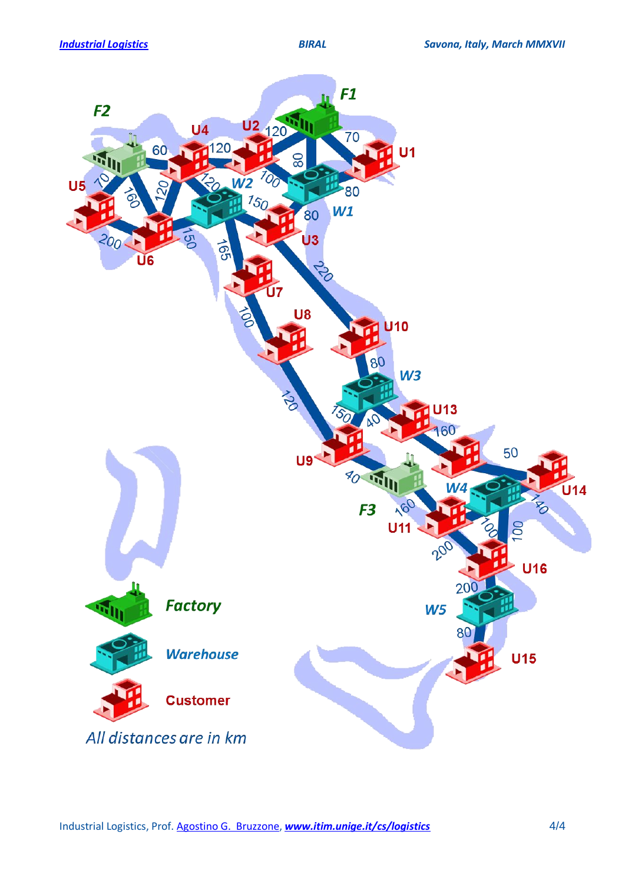F1

F2

U4

U2

120

70

U1

60

120

80

U5

70

160

120

120

W2

100

80

W1

150

80

U3

200

U6

150

165

U7

220

100

U8

U10

80

W3

120

150

40

U13

160

50

U9

40

W4

U14

F3

160

140

U11

100

100

200

U16

200

W5

80

U15

Factory

Warehouse

Customer

*All distances are in km*